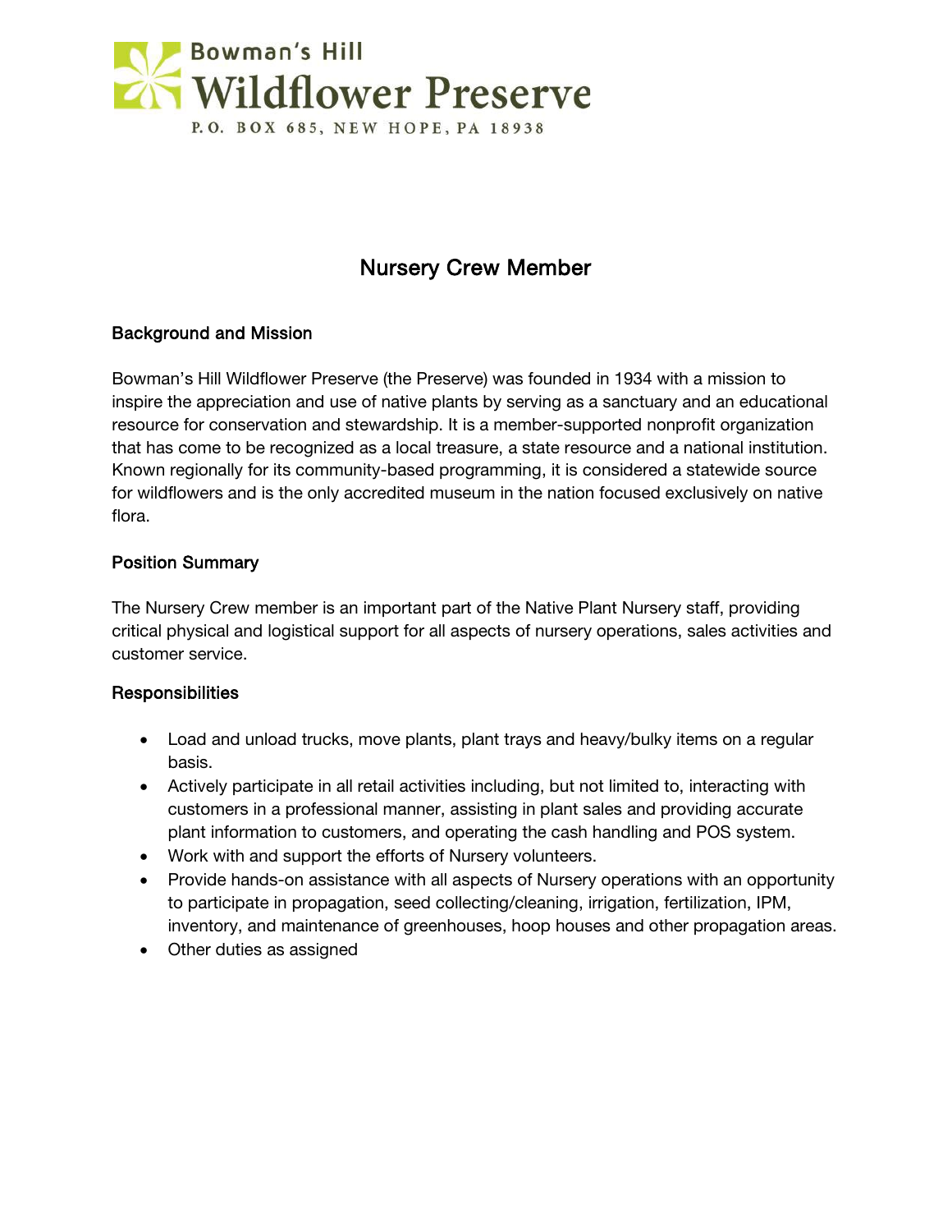Bowman's Hill

# Wildflower Preserve

P.O. BOX 685, NEW HOPE, PA 18938

## Nursery Crew Member

### Background and Mission

Bowman's Hill Wildflower Preserve (the Preserve) was founded in 1934 with a mission to inspire the appreciation and use of native plants by serving as a sanctuary and an educational resource for conservation and stewardship. It is a member-supported nonprofit organization that has come to be recognized as a local treasure, a state resource and a national institution. Known regionally for its community-based programming, it is considered a statewide source for wildflowers and is the only accredited museum in the nation focused exclusively on native flora.

### Position Summary

The Nursery Crew member is an important part of the Native Plant Nursery staff, providing critical physical and logistical support for all aspects of nursery operations, sales activities and customer service.

### Responsibilities

- Load and unload trucks, move plants, plant trays and heavy/bulky items on a regular basis.
- Actively participate in all retail activities including, but not limited to, interacting with customers in a professional manner, assisting in plant sales and providing accurate plant information to customers, and operating the cash handling and POS system.
- Work with and support the efforts of Nursery volunteers.
- Provide hands-on assistance with all aspects of Nursery operations with an opportunity to participate in propagation, seed collecting/cleaning, irrigation, fertilization, IPM, inventory, and maintenance of greenhouses, hoop houses and other propagation areas.
- Other duties as assigned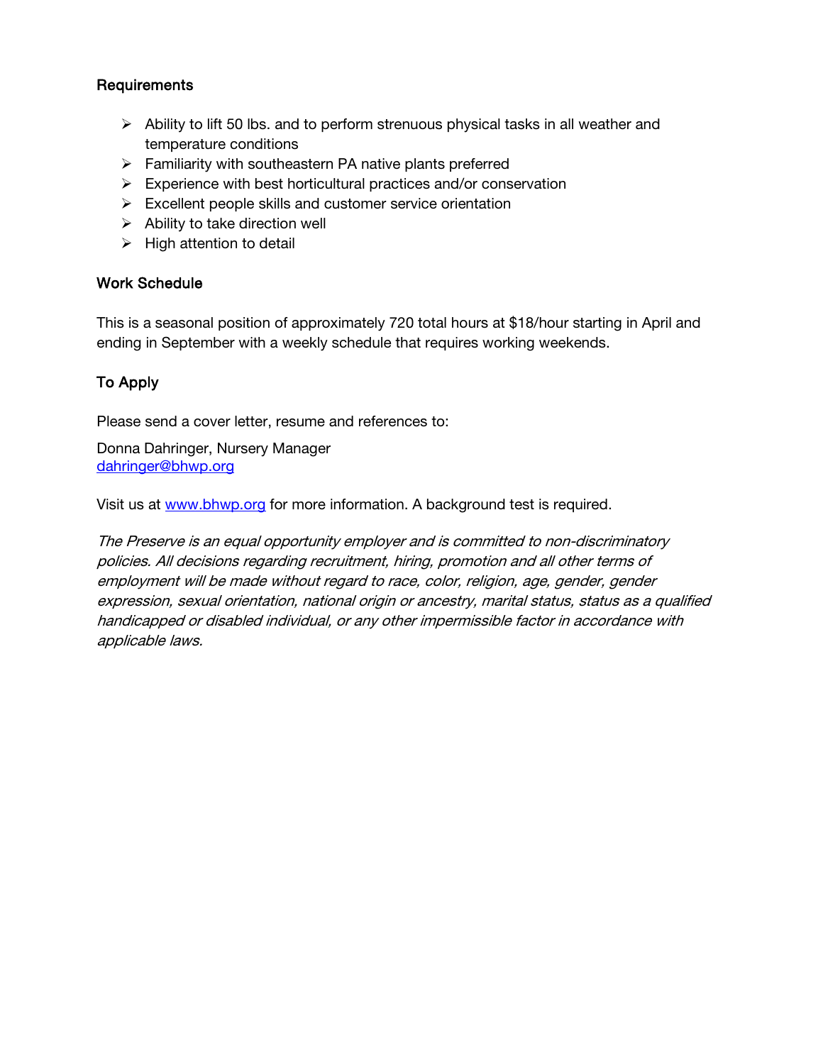## Requirements

- Ability to lift 50 lbs. and to perform strenuous physical tasks in all weather and temperature conditions
- Familiarity with southeastern PA native plants preferred
- Experience with best horticultural practices and/or conservation
- Excellent people skills and customer service orientation
- Ability to take direction well
- High attention to detail

## Work Schedule

This is a seasonal position of approximately 720 total hours at $18/hour starting in April and ending in September with a weekly schedule that requires working weekends.

## To Apply

Please send a cover letter, resume and references to:

Donna Dahringer, Nursery Manager
[dahringer@bhwp.org](mailto:dahringer@bhwp.org)

Visit us at [www.bhwp.org](http://www.bhwp.org) for more information. A background test is required.

*The Preserve is an equal opportunity employer and is committed to non-discriminatory policies. All decisions regarding recruitment, hiring, promotion and all other terms of employment will be made without regard to race, color, religion, age, gender, gender expression, sexual orientation, national origin or ancestry, marital status, status as a qualified handicapped or disabled individual, or any other impermissible factor in accordance with applicable laws.*